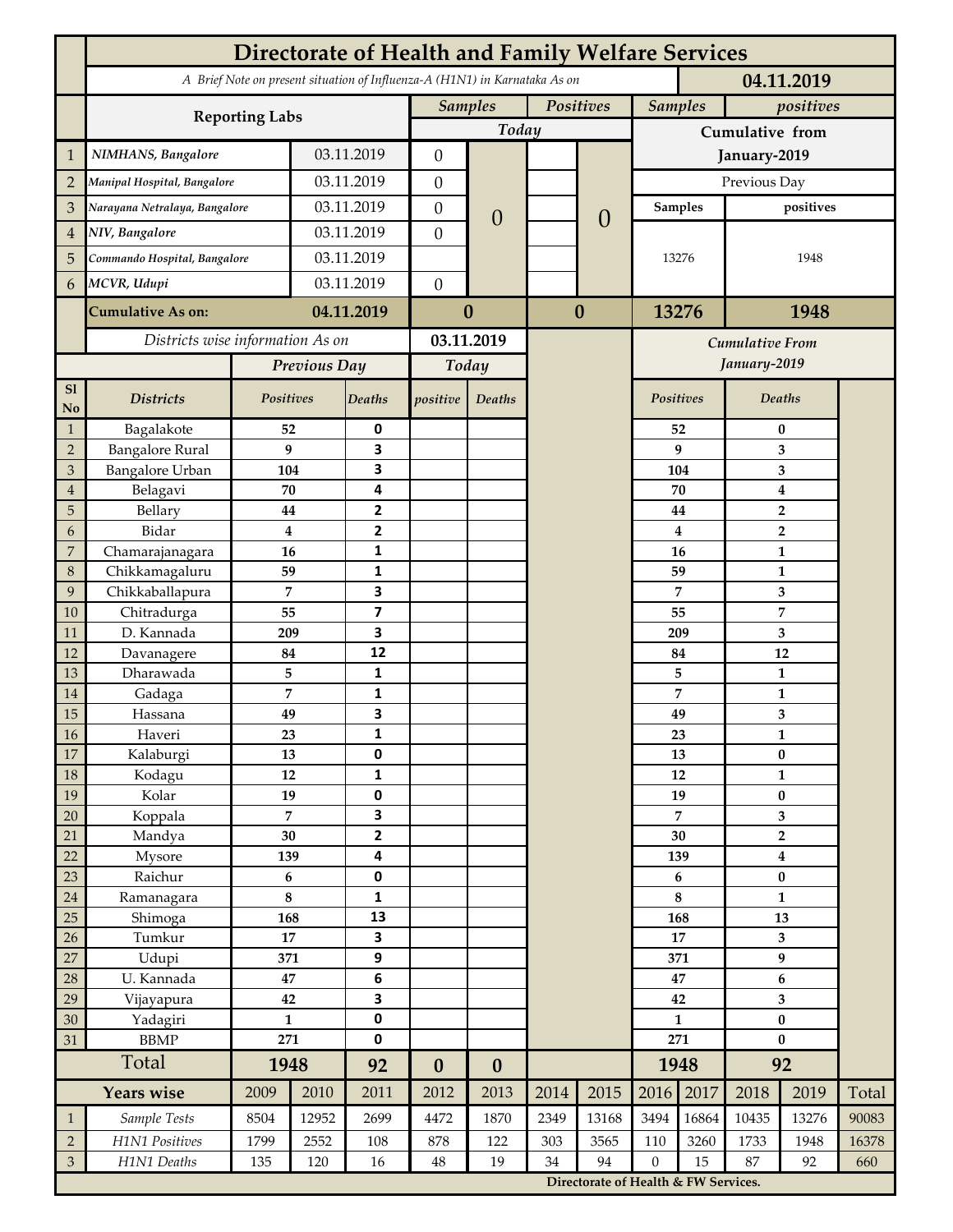# Directorate of Health and Family Welfare Services

*A Brief Note on present situation of Influenza-A (H1N1) in Karnataka As on* **04.11.2019**

| | Reporting Labs | | Samples | | Positives | | Samples | positives |
|---|---|---|---|---|---|---|---|---|
| | | | Today | | | | Cumulative from January-2019 | |
| 1 | *NIMHANS, Bangalore* | 03.11.2019 | 0 | 0 | | 0 | | |
| 2 | *Manipal Hospital, Bangalore* | 03.11.2019 | 0 | | | | Previous Day | |
| 3 | *Narayana Netralaya, Bangalore* | 03.11.2019 | 0 | | | | Samples | positives |
| 4 | *NIV, Bangalore* | 03.11.2019 | 0 | | | | | |
| 5 | *Commando Hospital, Bangalore* | 03.11.2019 | | | | | 13276 | 1948 |
| 6 | *MCVR, Udupi* | 03.11.2019 | 0 | | | | | |
| | **Cumulative As on:** | **04.11.2019** | **0** | | **0** | | **13276** | **1948** |

*Districts wise information As on* **03.11.2019**

| Sl No | Districts | Previous Day Positives | Previous Day Deaths | Today positive | Today Deaths | Cumulative From January-2019 Positives | Cumulative From January-2019 Deaths |
|---|---|---|---|---|---|---|---|
| 1 | Bagalakote | 52 | 0 | | | 52 | 0 |
| 2 | Bangalore Rural | 9 | 3 | | | 9 | 3 |
| 3 | Bangalore Urban | 104 | 3 | | | 104 | 3 |
| 4 | Belagavi | 70 | 4 | | | 70 | 4 |
| 5 | Bellary | 44 | 2 | | | 44 | 2 |
| 6 | Bidar | 4 | 2 | | | 4 | 2 |
| 7 | Chamarajanagara | 16 | 1 | | | 16 | 1 |
| 8 | Chikkamagaluru | 59 | 1 | | | 59 | 1 |
| 9 | Chikkaballapura | 7 | 3 | | | 7 | 3 |
| 10 | Chitradurga | 55 | 7 | | | 55 | 7 |
| 11 | D. Kannada | 209 | 3 | | | 209 | 3 |
| 12 | Davanagere | 84 | 12 | | | 84 | 12 |
| 13 | Dharawada | 5 | 1 | | | 5 | 1 |
| 14 | Gadaga | 7 | 1 | | | 7 | 1 |
| 15 | Hassana | 49 | 3 | | | 49 | 3 |
| 16 | Haveri | 23 | 1 | | | 23 | 1 |
| 17 | Kalaburgi | 13 | 0 | | | 13 | 0 |
| 18 | Kodagu | 12 | 1 | | | 12 | 1 |
| 19 | Kolar | 19 | 0 | | | 19 | 0 |
| 20 | Koppala | 7 | 3 | | | 7 | 3 |
| 21 | Mandya | 30 | 2 | | | 30 | 2 |
| 22 | Mysore | 139 | 4 | | | 139 | 4 |
| 23 | Raichur | 6 | 0 | | | 6 | 0 |
| 24 | Ramanagara | 8 | 1 | | | 8 | 1 |
| 25 | Shimoga | 168 | 13 | | | 168 | 13 |
| 26 | Tumkur | 17 | 3 | | | 17 | 3 |
| 27 | Udupi | 371 | 9 | | | 371 | 9 |
| 28 | U. Kannada | 47 | 6 | | | 47 | 6 |
| 29 | Vijayapura | 42 | 3 | | | 42 | 3 |
| 30 | Yadagiri | 1 | 0 | | | 1 | 0 |
| 31 | BBMP | 271 | 0 | | | 271 | 0 |
| | **Total** | **1948** | **92** | **0** | **0** | **1948** | **92** |

| | Years wise | 2009 | 2010 | 2011 | 2012 | 2013 | 2014 | 2015 | 2016 | 2017 | 2018 | 2019 | Total |
|---|---|---|---|---|---|---|---|---|---|---|---|---|---|
| 1 | *Sample Tests* | 8504 | 12952 | 2699 | 4472 | 1870 | 2349 | 13168 | 3494 | 16864 | 10435 | 13276 | 90083 |
| 2 | *H1N1 Positives* | 1799 | 2552 | 108 | 878 | 122 | 303 | 3565 | 110 | 3260 | 1733 | 1948 | 16378 |
| 3 | *H1N1 Deaths* | 135 | 120 | 16 | 48 | 19 | 34 | 94 | 0 | 15 | 87 | 92 | 660 |

**Directorate of Health & FW Services.**